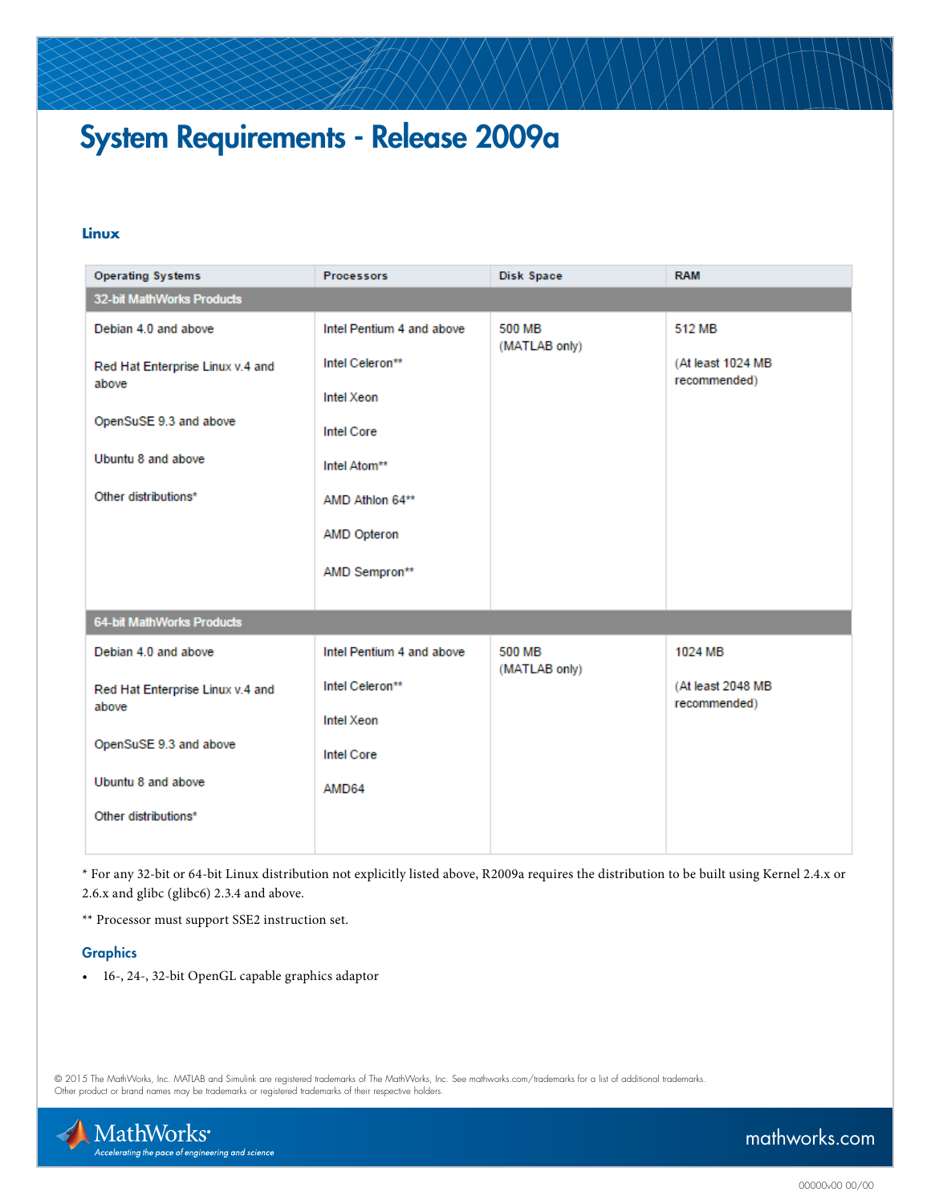# System Requirements - Release 2009a

### Linux

| Operating Systems | Processors | Disk Space | RAM |
|---|---|---|---|
| **32-bit MathWorks Products** | | | |
| Debian 4.0 and above<br><br>Red Hat Enterprise Linux v.4 and above<br><br>OpenSuSE 9.3 and above<br><br>Ubuntu 8 and above<br><br>Other distributions* | Intel Pentium 4 and above<br><br>Intel Celeron**<br><br>Intel Xeon<br><br>Intel Core<br><br>Intel Atom**<br><br>AMD Athlon 64**<br><br>AMD Opteron<br><br>AMD Sempron** | 500 MB (MATLAB only) | 512 MB<br><br>(At least 1024 MB recommended) |
| **64-bit MathWorks Products** | | | |
| Debian 4.0 and above<br><br>Red Hat Enterprise Linux v.4 and above<br><br>OpenSuSE 9.3 and above<br><br>Ubuntu 8 and above<br><br>Other distributions* | Intel Pentium 4 and above<br><br>Intel Celeron**<br><br>Intel Xeon<br><br>Intel Core<br><br>AMD64 | 500 MB (MATLAB only) | 1024 MB<br><br>(At least 2048 MB recommended) |

* For any 32-bit or 64-bit Linux distribution not explicitly listed above, R2009a requires the distribution to be built using Kernel 2.4.x or 2.6.x and glibc (glibc6) 2.3.4 and above.

** Processor must support SSE2 instruction set.

### Graphics

- 16-, 24-, 32-bit OpenGL capable graphics adaptor

© 2015 The MathWorks, Inc. MATLAB and Simulink are registered trademarks of The MathWorks, Inc. See mathworks.com/trademarks for a list of additional trademarks. Other product or brand names may be trademarks or registered trademarks of their respective holders.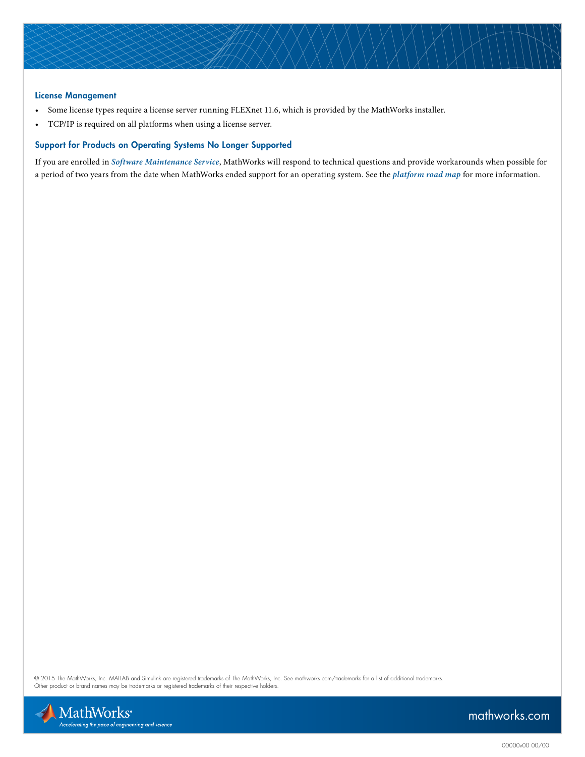### License Management

- Some license types require a license server running FLEXnet 11.6, which is provided by the MathWorks installer.
- TCP/IP is required on all platforms when using a license server.

### Support for Products on Operating Systems No Longer Supported

If you are enrolled in ***Software Maintenance Service***, MathWorks will respond to technical questions and provide workarounds when possible for a period of two years from the date when MathWorks ended support for an operating system. See the ***platform road map*** for more information.

© 2015 The MathWorks, Inc. MATLAB and Simulink are registered trademarks of The MathWorks, Inc. See mathworks.com/trademarks for a list of additional trademarks. Other product or brand names may be trademarks or registered trademarks of their respective holders.

MathWorks
*Accelerating the pace of engineering and science*

mathworks.com

00000v00 00/00